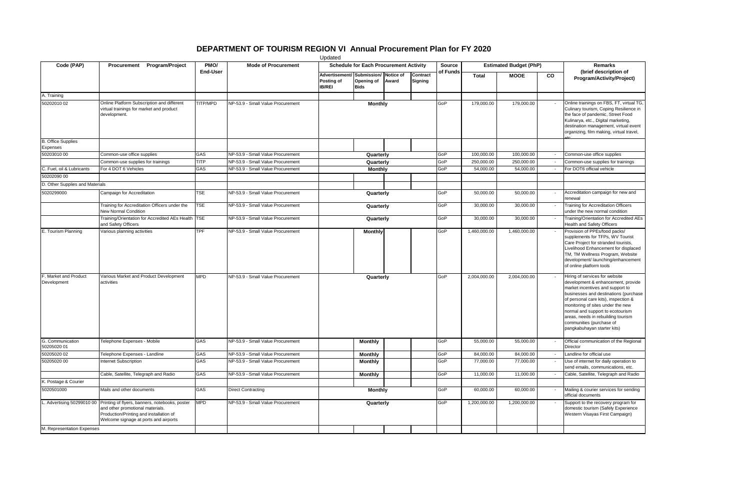# DEPARTMENT OF TOURISM REGION VI Annual Procurement Plan for FY 2020

Updated

| Code (PAP) | Procurement Program/Project | PMO/ End-User | Mode of Procurement | Schedule for Each Procurement Activity | | | | Source of Funds | Estimated Budget (PhP) | | | Remarks (brief description of Program/Activity/Project) |
|---|---|---|---|---|---|---|---|---|---|---|---|---|
| | | | | Advertisement/ Posting of IB/REI | Submission/ Opening of Bids | Notice of Award | Contract Signing | | Total | MOOE | CO | |
| A. Training | | | | | | | | | | | | |
| 50202010 02 | Online Platform Subscription and different virtual trainings for market and product development. | TITP/MPD | NP-53.9 - Small Value Procurement | Monthly | | | | GoP | 179,000.00 | 179,000.00 | - | Online trainings on FBS, FT, virtual TG, Culinary tourism, Coping Resilience in the face of pandemic, Street Food Kulinarya, etc., Digital marketing, destination management, virtual event organizing, film making, virtual travel, etc. |
| B. Office Supplies Expenses | | | | | | | | | | | | |
| 50203010 00 | Common-use office supplies | GAS | NP-53.9 - Small Value Procurement | Quarterly | | | | GoP | 100,000.00 | 100,000.00 | - | Common-use office supplies |
| | Common-use supplies for trainings | TITP | NP-53.9 - Small Value Procurement | Quarterly | | | | GoP | 250,000.00 | 250,000.00 | - | Common-use supplies for trainings |
| C. Fuel, oil & Lubricants | For 4 DOT 6 Vehicles | GAS | NP-53.9 - Small Value Procurement | Monthly | | | | GoP | 54,000.00 | 54,000.00 | - | For DOT6 official vehicle |
| 50202090 00 | | | | | | | | | | | | |
| D. Other Supplies and Materials | | | | | | | | | | | | |
| 5020299000 | Campaign for Accreditation | TSE | NP-53.9 - Small Value Procurement | Quarterly | | | | GoP | 50,000.00 | 50,000.00 | - | Accreditation campaign for new and renewal |
| | Training for Accreditation Officers under the New Normal Condition | TSE | NP-53.9 - Small Value Procurement | Quarterly | | | | GoP | 30,000.00 | 30,000.00 | - | Training for Accreditation Officers under the new normal condition |
| | Training/Orientation for Accredited AEs Health and Safety Officers | TSE | NP-53.9 - Small Value Procurement | Quarterly | | | | GoP | 30,000.00 | 30,000.00 | - | Training/Orientation for Accredited AEs Health and Safety Officers |
| E. Tourism Planning | Various planning activities | TPF | NP-53.9 - Small Value Procurement | | Monthly | | | GoP | 1,460,000.00 | 1,460,000.00 | - | Provision of PPEs/food packs/ supplements for TFPs, WV Tourist Care Project for stranded tourists, Livelihood Enhancement for displaced TM, TM Wellness Program, Website development/ launching/enhancement of online platform tools |
| F. Market and Product Development | Various Market and Product Development activities | MPD | NP-53.9 - Small Value Procurement | Quarterly | | | | GoP | 2,004,000.00 | 2,004,000.00 | - | Hiring of services for website development & enhancement, provide market incentives and support to businesses and destinations (purchase of personal care kits), inspection & monitoring of sites under the new normal and support to ecotourism areas, needs in rebuilding tourism communities (purchase of pangkabuhayan starter kits) |
| G. Communication 50205020 01 | Telephone Expenses - Mobile | GAS | NP-53.9 - Small Value Procurement | | Monthly | | | GoP | 55,000.00 | 55,000.00 | - | Official communication of the Regional Director |
| 50205020 02 | Telephone Expenses - Landline | GAS | NP-53.9 - Small Value Procurement | | Monthly | | | GoP | 84,000.00 | 84,000.00 | - | Landline for official use |
| 50205020 00 | Internet Subscription | GAS | NP-53.9 - Small Value Procurement | | Monthly | | | GoP | 77,000.00 | 77,000.00 | - | Use of internet for daily operation to send emails, communications, etc. |
| | Cable, Satellite, Telegraph and Radio | GAS | NP-53.9 - Small Value Procurement | | Monthly | | | GoP | 11,000.00 | 11,000.00 | - | Cable, Satellite, Telegraph and Radio |
| K. Postage & Courier | | | | | | | | | | | | |
| 5020501000 | Mails and other documents | GAS | Direct Contracting | Monthly | | | | GoP | 60,000.00 | 60,000.00 | - | Mailing & courier services for sending official documents |
| L. Advertising 50299010 00 | Printing of flyers, banners, notebooks, poster and other promotional materials. Production/Printing and installation of Welcome signage at ports and airports | MPD | NP-53.9 - Small Value Procurement | Quarterly | | | | GoP | 1,200,000.00 | 1,200,000.00 | - | Support to the recovery program for domestic tourism (Safely Experience Western Visayas First Campaign) |
| M. Representation Expenses | | | | | | | | | | | | |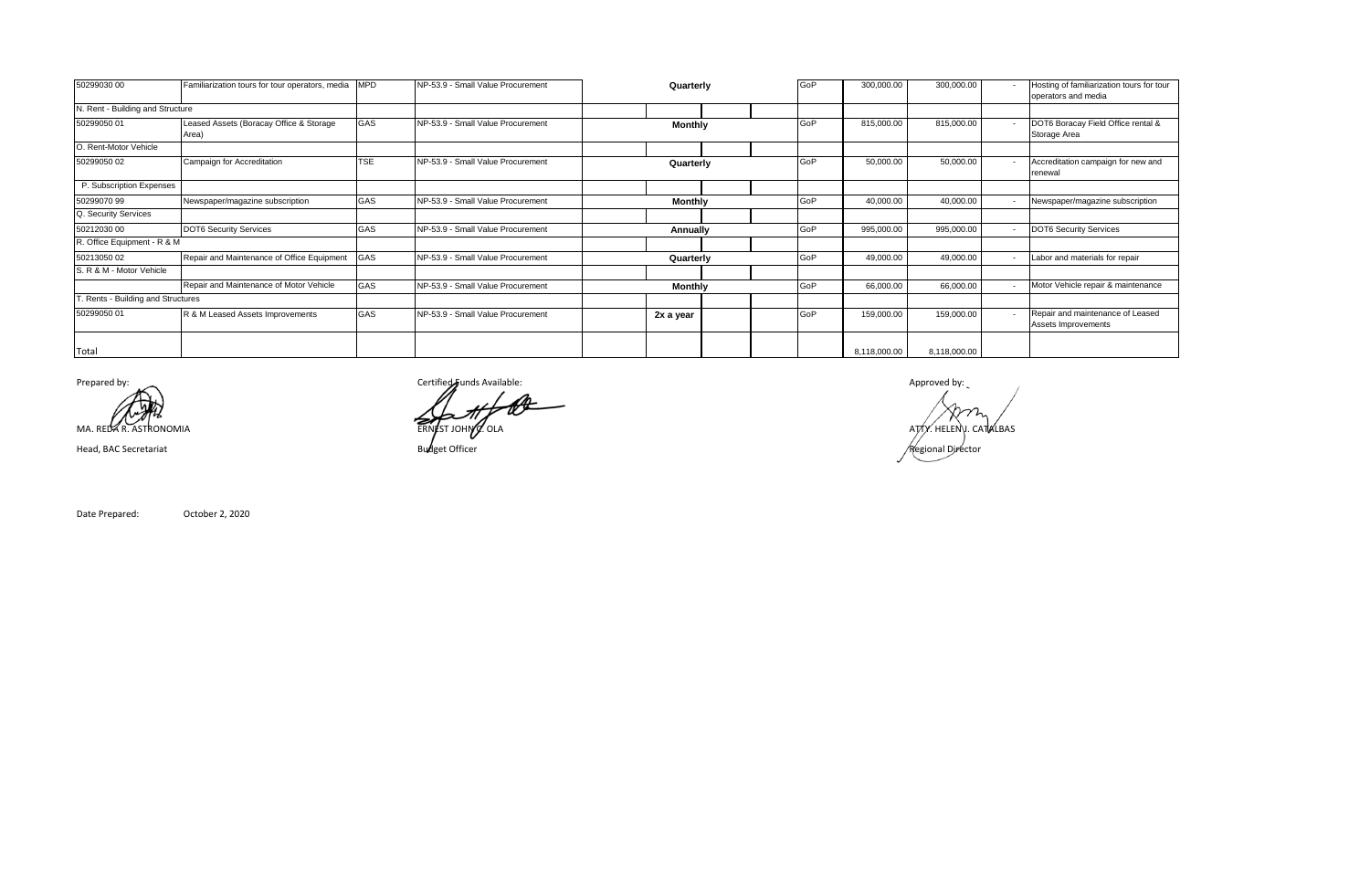| | | | | | | | | | | | | |
|---|---|---|---|---|---|---|---|---|---|---|---|---|
| 50299030 00 | Familiarization tours for tour operators, media | MPD | NP-53.9 - Small Value Procurement | Quarterly | | | | GoP | 300,000.00 | 300,000.00 | - | Hosting of familiarization tours for tour operators and media |
| N. Rent - Building and Structure | | | | | | | | | | | | |
| 50299050 01 | Leased Assets (Boracay Office & Storage Area) | GAS | NP-53.9 - Small Value Procurement | Monthly | | | | GoP | 815,000.00 | 815,000.00 | - | DOT6 Boracay Field Office rental & Storage Area |
| O. Rent-Motor Vehicle | | | | | | | | | | | | |
| 50299050 02 | Campaign for Accreditation | TSE | NP-53.9 - Small Value Procurement | Quarterly | | | | GoP | 50,000.00 | 50,000.00 | - | Accreditation campaign for new and renewal |
| P. Subscription Expenses | | | | | | | | | | | | |
| 50299070 99 | Newspaper/magazine subscription | GAS | NP-53.9 - Small Value Procurement | Monthly | | | | GoP | 40,000.00 | 40,000.00 | - | Newspaper/magazine subscription |
| Q. Security Services | | | | | | | | | | | | |
| 50212030 00 | DOT6 Security Services | GAS | NP-53.9 - Small Value Procurement | Annually | | | | GoP | 995,000.00 | 995,000.00 | - | DOT6 Security Services |
| R. Office Equipment - R & M | | | | | | | | | | | | |
| 50213050 02 | Repair and Maintenance of Office Equipment | GAS | NP-53.9 - Small Value Procurement | Quarterly | | | | GoP | 49,000.00 | 49,000.00 | - | Labor and materials for repair |
| S. R & M - Motor Vehicle | | | | | | | | | | | | |
| | Repair and Maintenance of Motor Vehicle | GAS | NP-53.9 - Small Value Procurement | Monthly | | | | GoP | 66,000.00 | 66,000.00 | - | Motor Vehicle repair & maintenance |
| T. Rents - Building and Structures | | | | | | | | | | | | |
| 50299050 01 | R & M Leased Assets Improvements | GAS | NP-53.9 - Small Value Procurement | | 2x a year | | | GoP | 159,000.00 | 159,000.00 | - | Repair and maintenance of Leased Assets Improvements |
| Total | | | | | | | | | 8,118,000.00 | 8,118,000.00 | | |

Prepared by:

MA. REDA R. ASTRONOMIA
Head, BAC Secretariat

Certified Funds Available:

ERNEST JOHN C. OLA
Budget Officer

Approved by:

ATTY. HELEN J. CATALBAS
Regional Director

Date Prepared: October 2, 2020